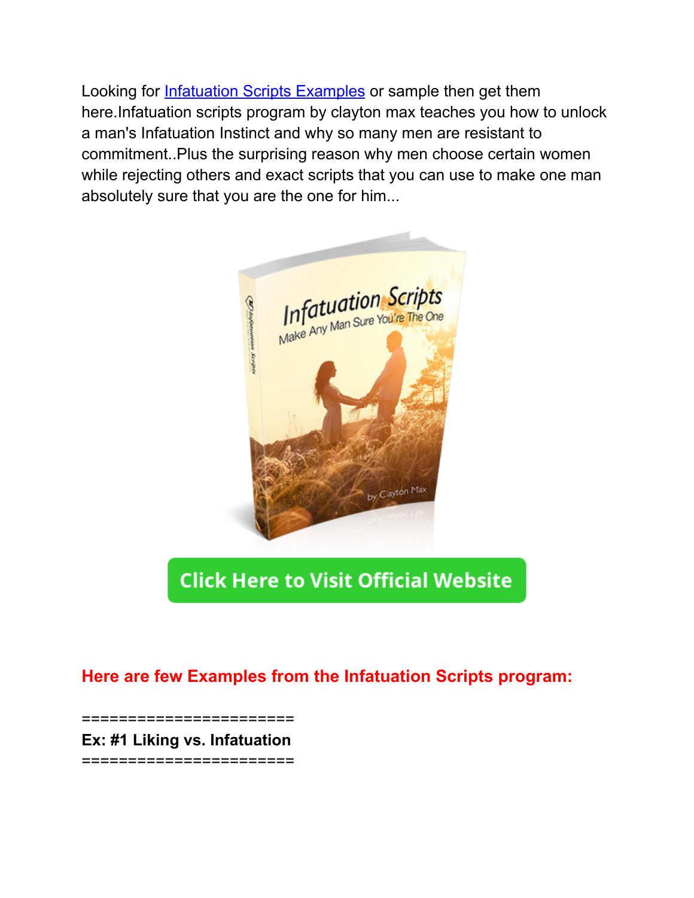Looking for [Infatuation Scripts Examples]() or sample then get them here.Infatuation scripts program by clayton max teaches you how to unlock a man's Infatuation Instinct and why so many men are resistant to commitment..Plus the surprising reason why men choose certain women while rejecting others and exact scripts that you can use to make one man absolutely sure that you are the one for him...

Click Here to Visit Official Website

**Here are few Examples from the Infatuation Scripts program:**

=======================

**Ex: #1 Liking vs. Infatuation**

=======================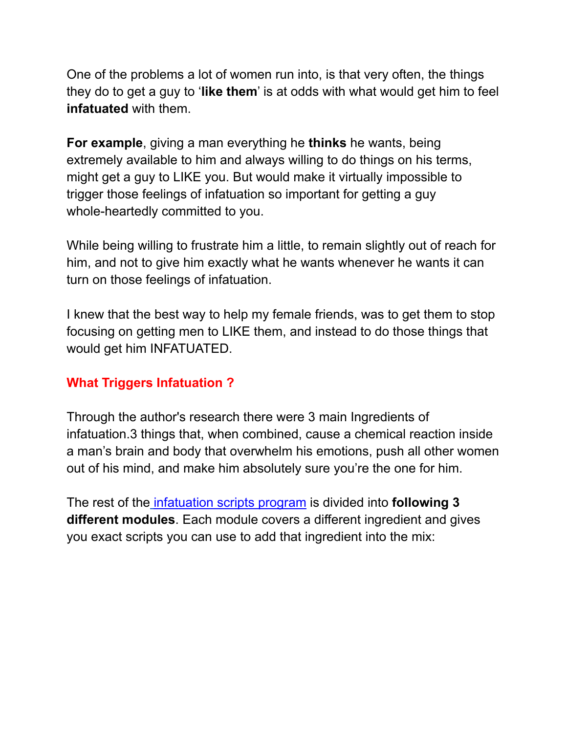One of the problems a lot of women run into, is that very often, the things they do to get a guy to '**like them**' is at odds with what would get him to feel **infatuated** with them.

**For example**, giving a man everything he **thinks** he wants, being extremely available to him and always willing to do things on his terms, might get a guy to LIKE you. But would make it virtually impossible to trigger those feelings of infatuation so important for getting a guy whole-heartedly committed to you.

While being willing to frustrate him a little, to remain slightly out of reach for him, and not to give him exactly what he wants whenever he wants it can turn on those feelings of infatuation.

I knew that the best way to help my female friends, was to get them to stop focusing on getting men to LIKE them, and instead to do those things that would get him INFATUATED.

## What Triggers Infatuation ?

Through the author's research there were 3 main Ingredients of infatuation.3 things that, when combined, cause a chemical reaction inside a man's brain and body that overwhelm his emotions, push all other women out of his mind, and make him absolutely sure you're the one for him.

The rest of the infatuation scripts program is divided into **following 3 different modules**. Each module covers a different ingredient and gives you exact scripts you can use to add that ingredient into the mix: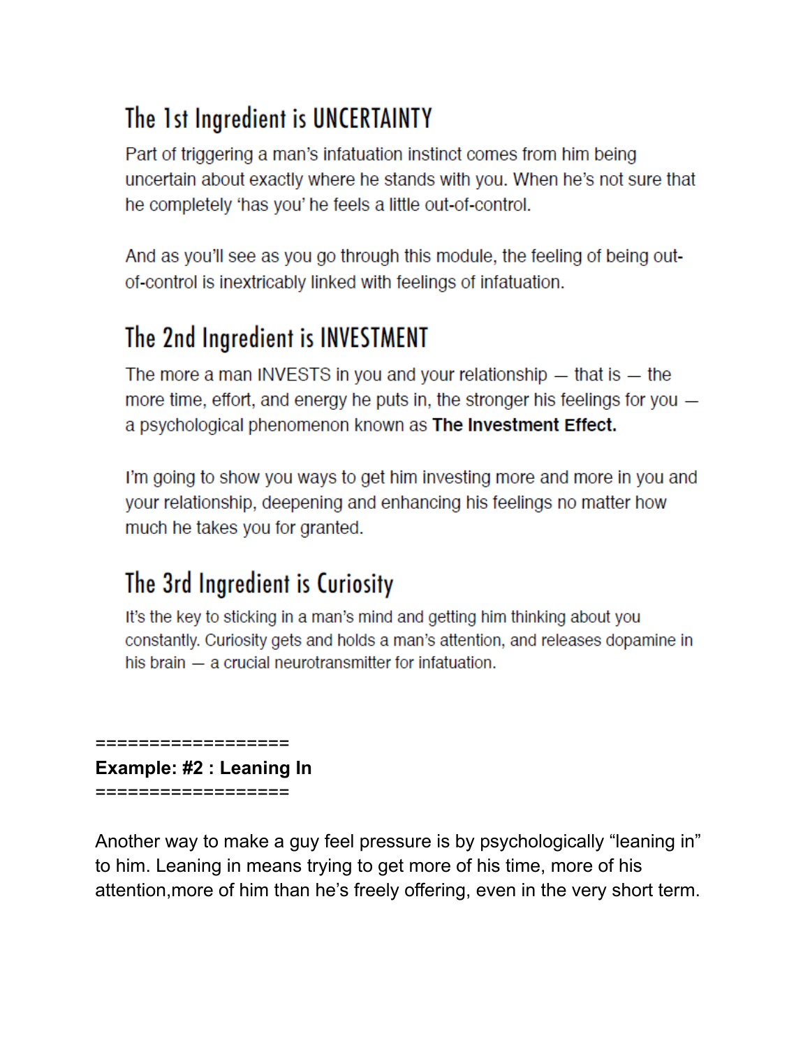## The 1st Ingredient is UNCERTAINTY

Part of triggering a man's infatuation instinct comes from him being uncertain about exactly where he stands with you. When he's not sure that he completely 'has you' he feels a little out-of-control.

And as you'll see as you go through this module, the feeling of being out-of-control is inextricably linked with feelings of infatuation.

## The 2nd Ingredient is INVESTMENT

The more a man INVESTS in you and your relationship — that is — the more time, effort, and energy he puts in, the stronger his feelings for you — a psychological phenomenon known as **The Investment Effect.**

I'm going to show you ways to get him investing more and more in you and your relationship, deepening and enhancing his feelings no matter how much he takes you for granted.

## The 3rd Ingredient is Curiosity

It's the key to sticking in a man's mind and getting him thinking about you constantly. Curiosity gets and holds a man's attention, and releases dopamine in his brain — a crucial neurotransmitter for infatuation.

==================
**Example: #2 : Leaning In**
==================

Another way to make a guy feel pressure is by psychologically "leaning in" to him. Leaning in means trying to get more of his time, more of his attention,more of him than he's freely offering, even in the very short term.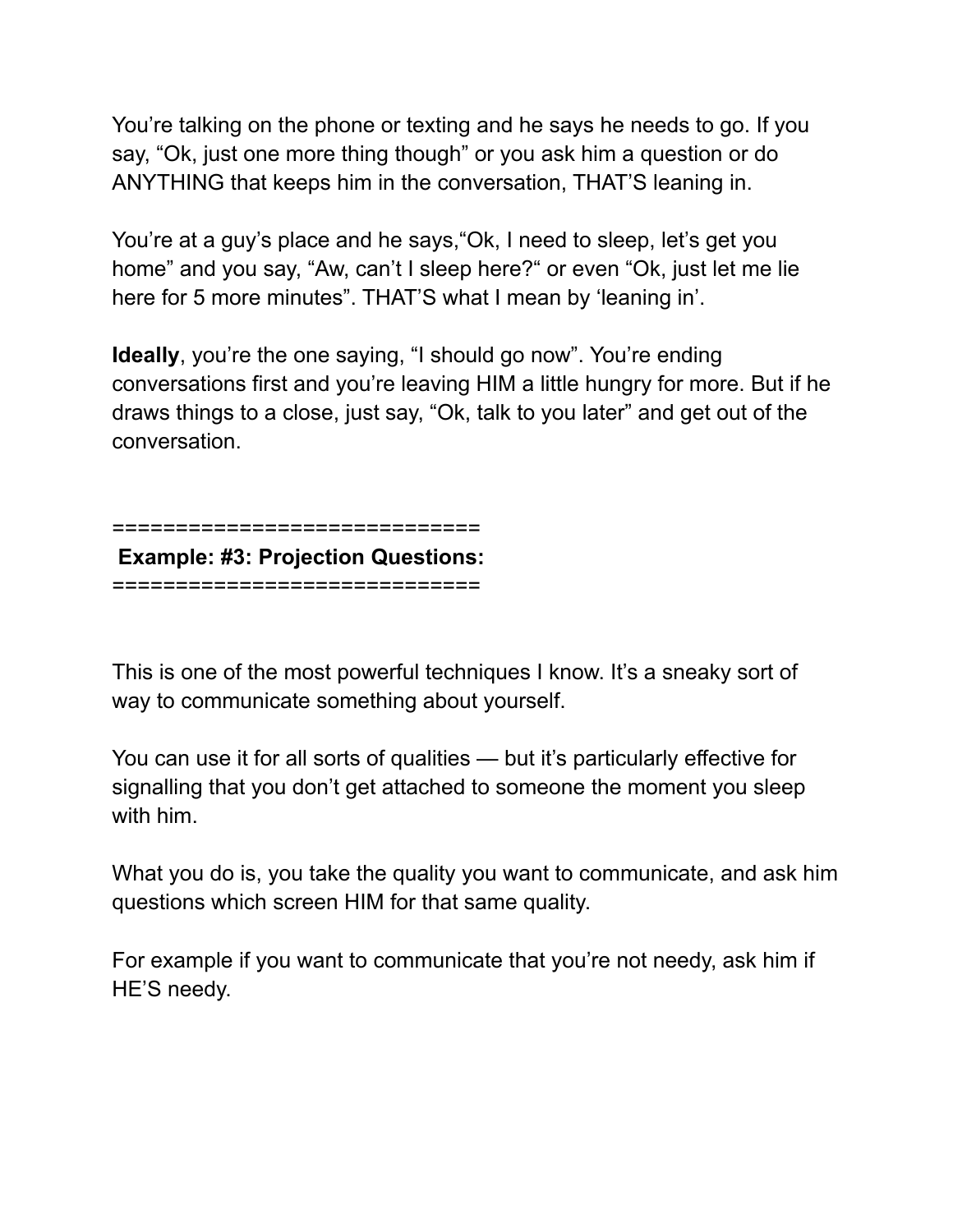You're talking on the phone or texting and he says he needs to go. If you say, "Ok, just one more thing though" or you ask him a question or do ANYTHING that keeps him in the conversation, THAT'S leaning in.

You're at a guy's place and he says,"Ok, I need to sleep, let's get you home" and you say, "Aw, can't I sleep here?" or even "Ok, just let me lie here for 5 more minutes". THAT'S what I mean by 'leaning in'.

**Ideally**, you're the one saying, "I should go now". You're ending conversations first and you're leaving HIM a little hungry for more. But if he draws things to a close, just say, "Ok, talk to you later" and get out of the conversation.

============================

**Example: #3: Projection Questions:**

============================

This is one of the most powerful techniques I know. It's a sneaky sort of way to communicate something about yourself.

You can use it for all sorts of qualities — but it's particularly effective for signalling that you don't get attached to someone the moment you sleep with him.

What you do is, you take the quality you want to communicate, and ask him questions which screen HIM for that same quality.

For example if you want to communicate that you're not needy, ask him if HE'S needy.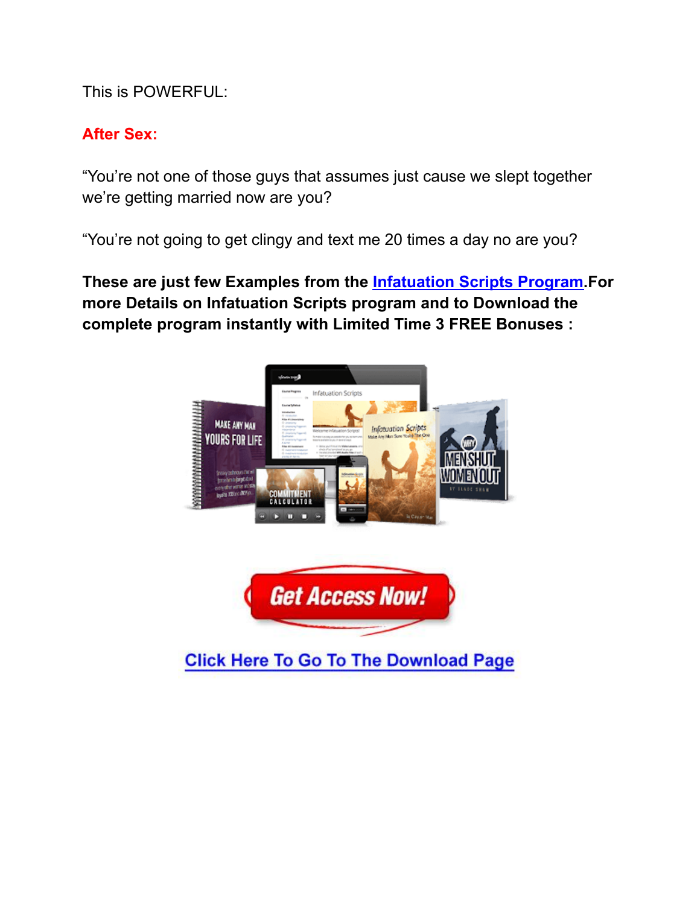This is POWERFUL:

**After Sex:**

“You’re not one of those guys that assumes just cause we slept together we’re getting married now are you?

“You’re not going to get clingy and text me 20 times a day no are you?

**These are just few Examples from the Infatuation Scripts Program.For more Details on Infatuation Scripts program and to Download the complete program instantly with Limited Time 3 FREE Bonuses :**

**Get Access Now!**

**Click Here To Go To The Download Page**